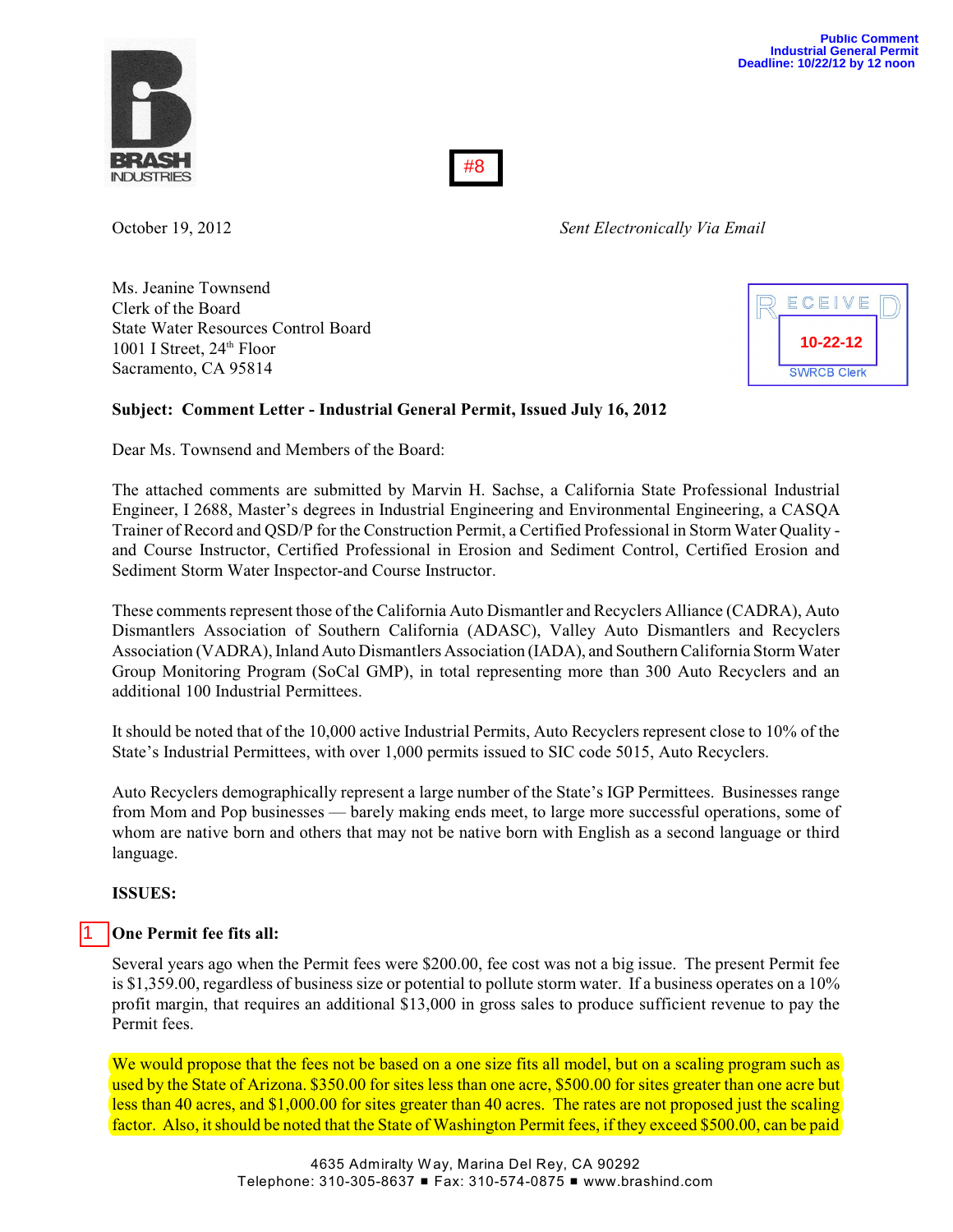BRASH INDUSTRIES

**Public Comment**
**Industrial General Permit**
**Deadline: 10/22/12 by 12 noon**

#8

RECEIVED
10-22-12
SWRCB Clerk

October 19, 2012 *Sent Electronically Via Email*

Ms. Jeanine Townsend
Clerk of the Board
State Water Resources Control Board
1001 I Street, 24th Floor
Sacramento, CA 95814

**Subject: Comment Letter - Industrial General Permit, Issued July 16, 2012**

Dear Ms. Townsend and Members of the Board:

The attached comments are submitted by Marvin H. Sachse, a California State Professional Industrial Engineer, I 2688, Master's degrees in Industrial Engineering and Environmental Engineering, a CASQA Trainer of Record and QSD/P for the Construction Permit, a Certified Professional in Storm Water Quality - and Course Instructor, Certified Professional in Erosion and Sediment Control, Certified Erosion and Sediment Storm Water Inspector-and Course Instructor.

These comments represent those of the California Auto Dismantler and Recyclers Alliance (CADRA), Auto Dismantlers Association of Southern California (ADASC), Valley Auto Dismantlers and Recyclers Association (VADRA), Inland Auto Dismantlers Association (IADA), and Southern California Storm Water Group Monitoring Program (SoCal GMP), in total representing more than 300 Auto Recyclers and an additional 100 Industrial Permittees.

It should be noted that of the 10,000 active Industrial Permits, Auto Recyclers represent close to 10% of the State's Industrial Permittees, with over 1,000 permits issued to SIC code 5015, Auto Recyclers.

Auto Recyclers demographically represent a large number of the State's IGP Permittees. Businesses range from Mom and Pop businesses — barely making ends meet, to large more successful operations, some of whom are native born and others that may not be native born with English as a second language or third language.

**ISSUES:**

1 **One Permit fee fits all:**

Several years ago when the Permit fees were $200.00, fee cost was not a big issue. The present Permit fee is $1,359.00, regardless of business size or potential to pollute storm water. If a business operates on a 10% profit margin, that requires an additional $13,000 in gross sales to produce sufficient revenue to pay the Permit fees.

We would propose that the fees not be based on a one size fits all model, but on a scaling program such as used by the State of Arizona. $350.00 for sites less than one acre, $500.00 for sites greater than one acre but less than 40 acres, and $1,000.00 for sites greater than 40 acres. The rates are not proposed just the scaling factor. Also, it should be noted that the State of Washington Permit fees, if they exceed $500.00, can be paid

4635 Admiralty Way, Marina Del Rey, CA 90292
Telephone: 310-305-8637 ■ Fax: 310-574-0875 ■ www.brashind.com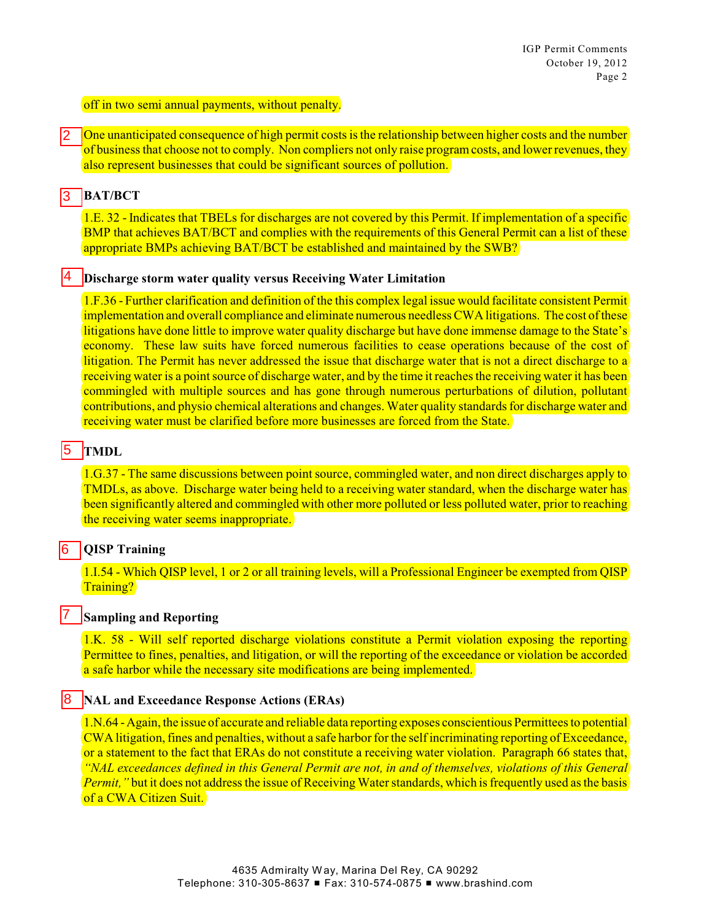off in two semi annual payments, without penalty.

2 One unanticipated consequence of high permit costs is the relationship between higher costs and the number of business that choose not to comply. Non compliers not only raise program costs, and lower revenues, they also represent businesses that could be significant sources of pollution.

3 **BAT/BCT**

1.E. 32 - Indicates that TBELs for discharges are not covered by this Permit. If implementation of a specific BMP that achieves BAT/BCT and complies with the requirements of this General Permit can a list of these appropriate BMPs achieving BAT/BCT be established and maintained by the SWB?

4 **Discharge storm water quality versus Receiving Water Limitation**

1.F.36 - Further clarification and definition of the this complex legal issue would facilitate consistent Permit implementation and overall compliance and eliminate numerous needless CWA litigations. The cost of these litigations have done little to improve water quality discharge but have done immense damage to the State's economy. These law suits have forced numerous facilities to cease operations because of the cost of litigation. The Permit has never addressed the issue that discharge water that is not a direct discharge to a receiving water is a point source of discharge water, and by the time it reaches the receiving water it has been commingled with multiple sources and has gone through numerous perturbations of dilution, pollutant contributions, and physio chemical alterations and changes. Water quality standards for discharge water and receiving water must be clarified before more businesses are forced from the State.

5 **TMDL**

1.G.37 - The same discussions between point source, commingled water, and non direct discharges apply to TMDLs, as above. Discharge water being held to a receiving water standard, when the discharge water has been significantly altered and commingled with other more polluted or less polluted water, prior to reaching the receiving water seems inappropriate.

6 **QISP Training**

1.I.54 - Which QISP level, 1 or 2 or all training levels, will a Professional Engineer be exempted from QISP Training?

7 **Sampling and Reporting**

1.K. 58 - Will self reported discharge violations constitute a Permit violation exposing the reporting Permittee to fines, penalties, and litigation, or will the reporting of the exceedance or violation be accorded a safe harbor while the necessary site modifications are being implemented.

8 **NAL and Exceedance Response Actions (ERAs)**

1.N.64 - Again, the issue of accurate and reliable data reporting exposes conscientious Permittees to potential CWA litigation, fines and penalties, without a safe harbor for the self incriminating reporting of Exceedance, or a statement to the fact that ERAs do not constitute a receiving water violation. Paragraph 66 states that, *"NAL exceedances defined in this General Permit are not, in and of themselves, violations of this General Permit,"* but it does not address the issue of Receiving Water standards, which is frequently used as the basis of a CWA Citizen Suit.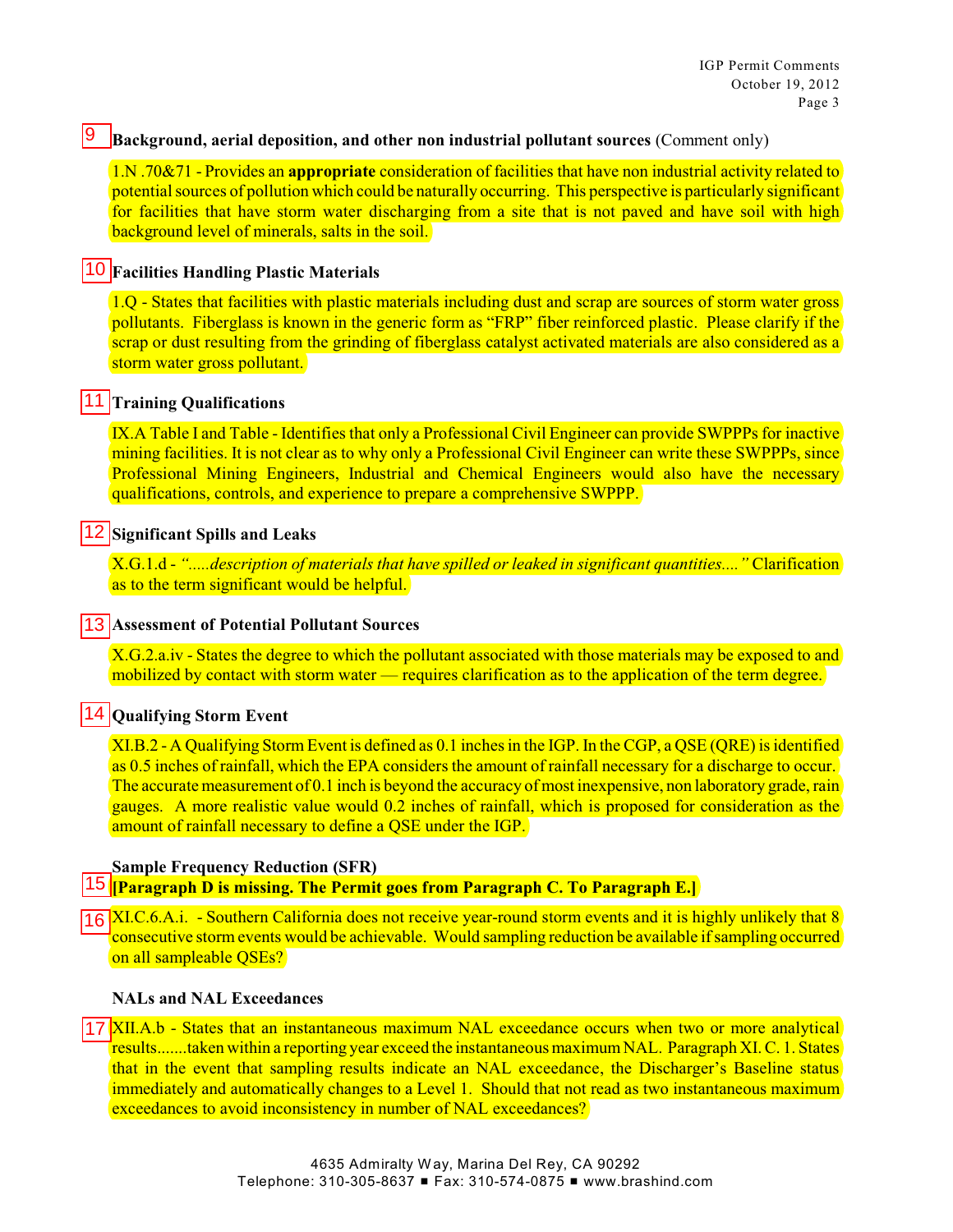9 **Background, aerial deposition, and other non industrial pollutant sources** (Comment only)

1.N .70&71 - Provides an **appropriate** consideration of facilities that have non industrial activity related to potential sources of pollution which could be naturally occurring. This perspective is particularly significant for facilities that have storm water discharging from a site that is not paved and have soil with high background level of minerals, salts in the soil.

10 **Facilities Handling Plastic Materials**

1.Q - States that facilities with plastic materials including dust and scrap are sources of storm water gross pollutants. Fiberglass is known in the generic form as "FRP" fiber reinforced plastic. Please clarify if the scrap or dust resulting from the grinding of fiberglass catalyst activated materials are also considered as a storm water gross pollutant.

11 **Training Qualifications**

IX.A Table I and Table - Identifies that only a Professional Civil Engineer can provide SWPPPs for inactive mining facilities. It is not clear as to why only a Professional Civil Engineer can write these SWPPPs, since Professional Mining Engineers, Industrial and Chemical Engineers would also have the necessary qualifications, controls, and experience to prepare a comprehensive SWPPP.

12 **Significant Spills and Leaks**

X.G.1.d - *".....description of materials that have spilled or leaked in significant quantities...."* Clarification as to the term significant would be helpful.

13 **Assessment of Potential Pollutant Sources**

X.G.2.a.iv - States the degree to which the pollutant associated with those materials may be exposed to and mobilized by contact with storm water — requires clarification as to the application of the term degree.

14 **Qualifying Storm Event**

XI.B.2 - A Qualifying Storm Event is defined as 0.1 inches in the IGP. In the CGP, a QSE (QRE) is identified as 0.5 inches of rainfall, which the EPA considers the amount of rainfall necessary for a discharge to occur. The accurate measurement of 0.1 inch is beyond the accuracy of most inexpensive, non laboratory grade, rain gauges. A more realistic value would 0.2 inches of rainfall, which is proposed for consideration as the amount of rainfall necessary to define a QSE under the IGP.

**Sample Frequency Reduction (SFR)**

15 **[Paragraph D is missing. The Permit goes from Paragraph C. To Paragraph E.]**

16 XI.C.6.A.i. - Southern California does not receive year-round storm events and it is highly unlikely that 8 consecutive storm events would be achievable. Would sampling reduction be available if sampling occurred on all sampleable QSEs?

**NALs and NAL Exceedances**

17 XII.A.b - States that an instantaneous maximum NAL exceedance occurs when two or more analytical results.......taken within a reporting year exceed the instantaneous maximum NAL. Paragraph XI. C. 1. States that in the event that sampling results indicate an NAL exceedance, the Discharger's Baseline status immediately and automatically changes to a Level 1. Should that not read as two instantaneous maximum exceedances to avoid inconsistency in number of NAL exceedances?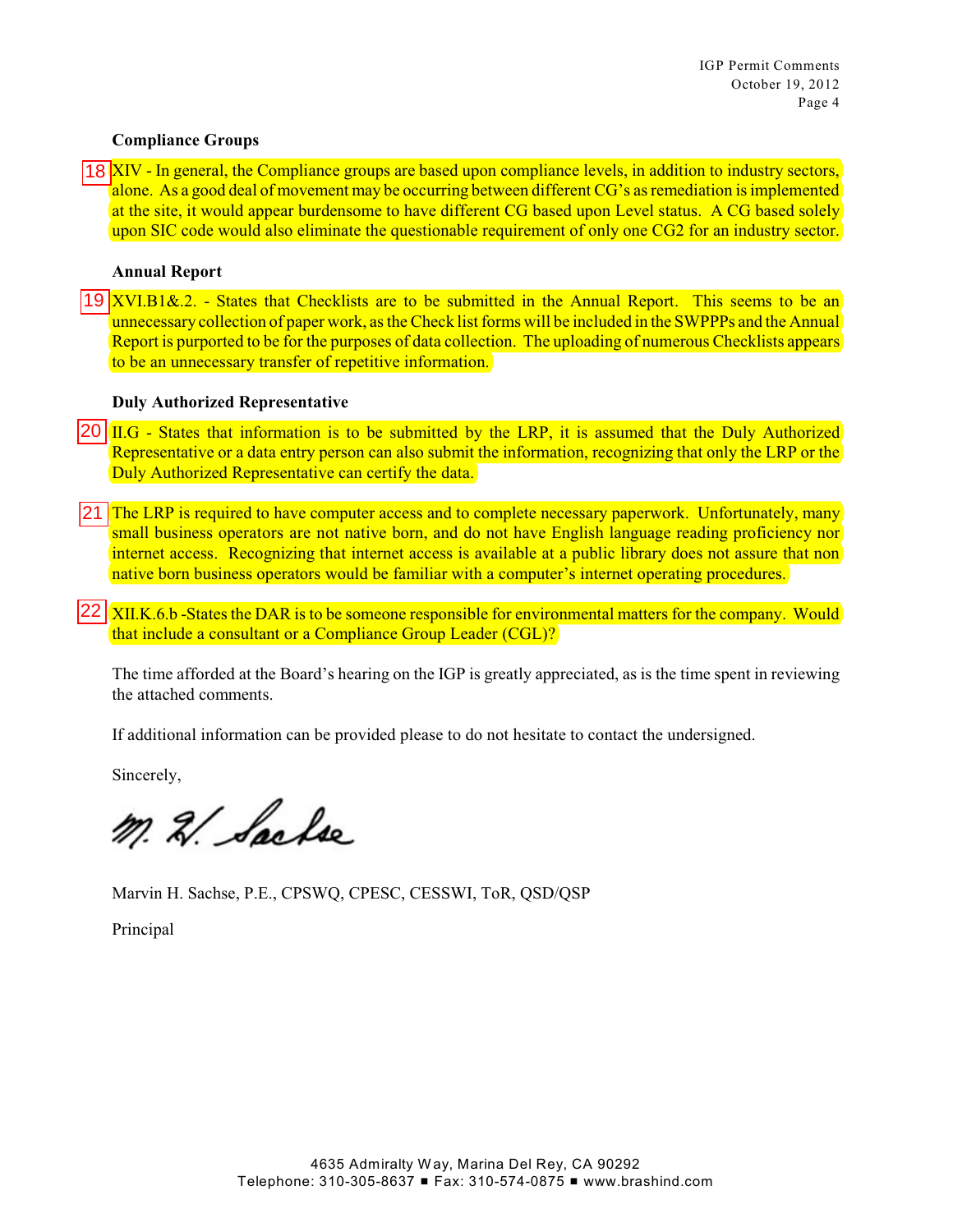**Compliance Groups**

18 XIV - In general, the Compliance groups are based upon compliance levels, in addition to industry sectors, alone. As a good deal of movement may be occurring between different CG's as remediation is implemented at the site, it would appear burdensome to have different CG based upon Level status. A CG based solely upon SIC code would also eliminate the questionable requirement of only one CG2 for an industry sector.

**Annual Report**

19 XVI.B1&.2. - States that Checklists are to be submitted in the Annual Report. This seems to be an unnecessary collection of paper work, as the Check list forms will be included in the SWPPPs and the Annual Report is purported to be for the purposes of data collection. The uploading of numerous Checklists appears to be an unnecessary transfer of repetitive information.

**Duly Authorized Representative**

20 II.G - States that information is to be submitted by the LRP, it is assumed that the Duly Authorized Representative or a data entry person can also submit the information, recognizing that only the LRP or the Duly Authorized Representative can certify the data.

21 The LRP is required to have computer access and to complete necessary paperwork. Unfortunately, many small business operators are not native born, and do not have English language reading proficiency nor internet access. Recognizing that internet access is available at a public library does not assure that non native born business operators would be familiar with a computer's internet operating procedures.

22 XII.K.6.b -States the DAR is to be someone responsible for environmental matters for the company. Would that include a consultant or a Compliance Group Leader (CGL)?

The time afforded at the Board's hearing on the IGP is greatly appreciated, as is the time spent in reviewing the attached comments.

If additional information can be provided please to do not hesitate to contact the undersigned.

Sincerely,

M. H. Sachse

Marvin H. Sachse, P.E., CPSWQ, CPESC, CESSWI, ToR, QSD/QSP

Principal

4635 Admiralty Way, Marina Del Rey, CA 90292
Telephone: 310-305-8637 ■ Fax: 310-574-0875 ■ www.brashind.com